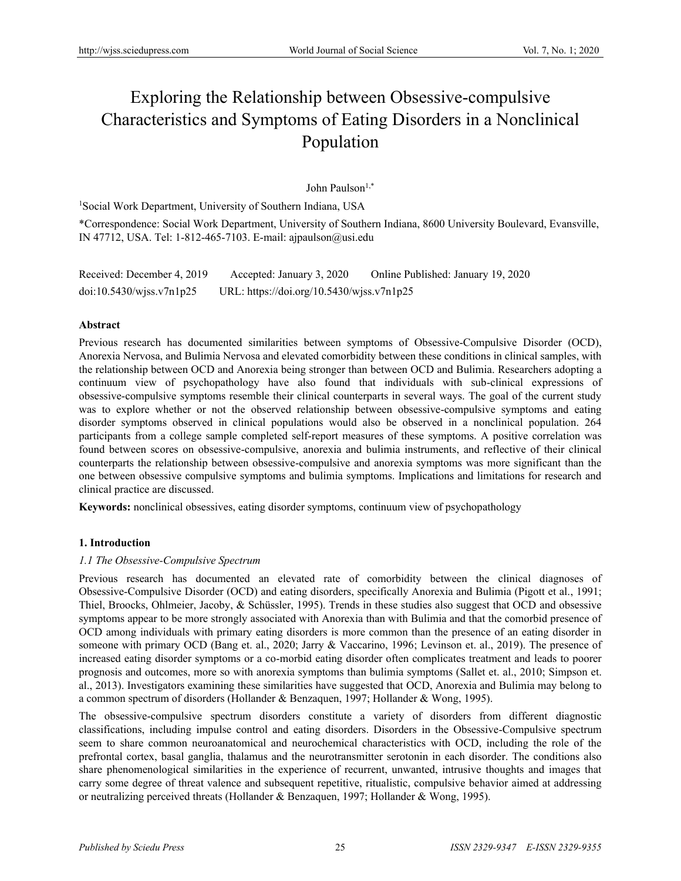# Exploring the Relationship between Obsessive-compulsive Characteristics and Symptoms of Eating Disorders in a Nonclinical Population

John Paulson[1,*]

[1]Social Work Department, University of Southern Indiana, USA

*Correspondence: Social Work Department, University of Southern Indiana, 8600 University Boulevard, Evansville, IN 47712, USA. Tel: 1-812-465-7103. E-mail: ajpaulson@usi.edu

Received: December 4, 2019 Accepted: January 3, 2020 Online Published: January 19, 2020

doi:10.5430/wjss.v7n1p25 URL: https://doi.org/10.5430/wjss.v7n1p25

**Abstract**

Previous research has documented similarities between symptoms of Obsessive-Compulsive Disorder (OCD), Anorexia Nervosa, and Bulimia Nervosa and elevated comorbidity between these conditions in clinical samples, with the relationship between OCD and Anorexia being stronger than between OCD and Bulimia. Researchers adopting a continuum view of psychopathology have also found that individuals with sub-clinical expressions of obsessive-compulsive symptoms resemble their clinical counterparts in several ways. The goal of the current study was to explore whether or not the observed relationship between obsessive-compulsive symptoms and eating disorder symptoms observed in clinical populations would also be observed in a nonclinical population. 264 participants from a college sample completed self-report measures of these symptoms. A positive correlation was found between scores on obsessive-compulsive, anorexia and bulimia instruments, and reflective of their clinical counterparts the relationship between obsessive-compulsive and anorexia symptoms was more significant than the one between obsessive compulsive symptoms and bulimia symptoms. Implications and limitations for research and clinical practice are discussed.

**Keywords:** nonclinical obsessives, eating disorder symptoms, continuum view of psychopathology

## 1. Introduction

### *1.1 The Obsessive-Compulsive Spectrum*

Previous research has documented an elevated rate of comorbidity between the clinical diagnoses of Obsessive-Compulsive Disorder (OCD) and eating disorders, specifically Anorexia and Bulimia (Pigott et al., 1991; Thiel, Broocks, Ohlmeier, Jacoby, & Schüssler, 1995). Trends in these studies also suggest that OCD and obsessive symptoms appear to be more strongly associated with Anorexia than with Bulimia and that the comorbid presence of OCD among individuals with primary eating disorders is more common than the presence of an eating disorder in someone with primary OCD (Bang et. al., 2020; Jarry & Vaccarino, 1996; Levinson et. al., 2019). The presence of increased eating disorder symptoms or a co-morbid eating disorder often complicates treatment and leads to poorer prognosis and outcomes, more so with anorexia symptoms than bulimia symptoms (Sallet et. al., 2010; Simpson et. al., 2013). Investigators examining these similarities have suggested that OCD, Anorexia and Bulimia may belong to a common spectrum of disorders (Hollander & Benzaquen, 1997; Hollander & Wong, 1995).

The obsessive-compulsive spectrum disorders constitute a variety of disorders from different diagnostic classifications, including impulse control and eating disorders. Disorders in the Obsessive-Compulsive spectrum seem to share common neuroanatomical and neurochemical characteristics with OCD, including the role of the prefrontal cortex, basal ganglia, thalamus and the neurotransmitter serotonin in each disorder. The conditions also share phenomenological similarities in the experience of recurrent, unwanted, intrusive thoughts and images that carry some degree of threat valence and subsequent repetitive, ritualistic, compulsive behavior aimed at addressing or neutralizing perceived threats (Hollander & Benzaquen, 1997; Hollander & Wong, 1995).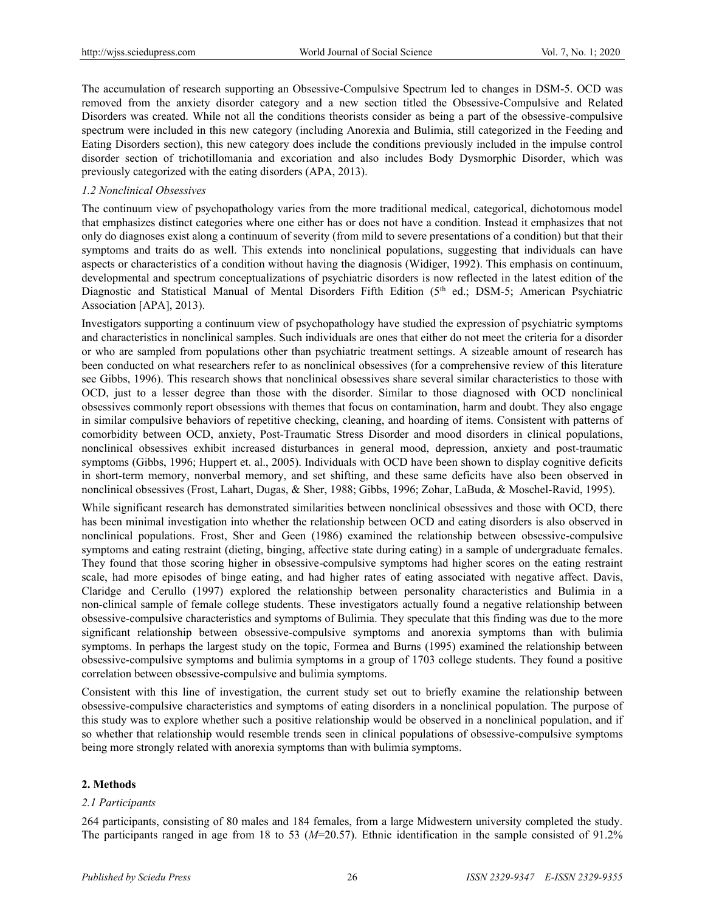The accumulation of research supporting an Obsessive-Compulsive Spectrum led to changes in DSM-5. OCD was removed from the anxiety disorder category and a new section titled the Obsessive-Compulsive and Related Disorders was created. While not all the conditions theorists consider as being a part of the obsessive-compulsive spectrum were included in this new category (including Anorexia and Bulimia, still categorized in the Feeding and Eating Disorders section), this new category does include the conditions previously included in the impulse control disorder section of trichotillomania and excoriation and also includes Body Dysmorphic Disorder, which was previously categorized with the eating disorders (APA, 2013).

### *1.2 Nonclinical Obsessives*

The continuum view of psychopathology varies from the more traditional medical, categorical, dichotomous model that emphasizes distinct categories where one either has or does not have a condition. Instead it emphasizes that not only do diagnoses exist along a continuum of severity (from mild to severe presentations of a condition) but that their symptoms and traits do as well. This extends into nonclinical populations, suggesting that individuals can have aspects or characteristics of a condition without having the diagnosis (Widiger, 1992). This emphasis on continuum, developmental and spectrum conceptualizations of psychiatric disorders is now reflected in the latest edition of the Diagnostic and Statistical Manual of Mental Disorders Fifth Edition (5th ed.; DSM-5; American Psychiatric Association [APA], 2013).

Investigators supporting a continuum view of psychopathology have studied the expression of psychiatric symptoms and characteristics in nonclinical samples. Such individuals are ones that either do not meet the criteria for a disorder or who are sampled from populations other than psychiatric treatment settings. A sizeable amount of research has been conducted on what researchers refer to as nonclinical obsessives (for a comprehensive review of this literature see Gibbs, 1996). This research shows that nonclinical obsessives share several similar characteristics to those with OCD, just to a lesser degree than those with the disorder. Similar to those diagnosed with OCD nonclinical obsessives commonly report obsessions with themes that focus on contamination, harm and doubt. They also engage in similar compulsive behaviors of repetitive checking, cleaning, and hoarding of items. Consistent with patterns of comorbidity between OCD, anxiety, Post-Traumatic Stress Disorder and mood disorders in clinical populations, nonclinical obsessives exhibit increased disturbances in general mood, depression, anxiety and post-traumatic symptoms (Gibbs, 1996; Huppert et. al., 2005). Individuals with OCD have been shown to display cognitive deficits in short-term memory, nonverbal memory, and set shifting, and these same deficits have also been observed in nonclinical obsessives (Frost, Lahart, Dugas, & Sher, 1988; Gibbs, 1996; Zohar, LaBuda, & Moschel-Ravid, 1995).

While significant research has demonstrated similarities between nonclinical obsessives and those with OCD, there has been minimal investigation into whether the relationship between OCD and eating disorders is also observed in nonclinical populations. Frost, Sher and Geen (1986) examined the relationship between obsessive-compulsive symptoms and eating restraint (dieting, binging, affective state during eating) in a sample of undergraduate females. They found that those scoring higher in obsessive-compulsive symptoms had higher scores on the eating restraint scale, had more episodes of binge eating, and had higher rates of eating associated with negative affect. Davis, Claridge and Cerullo (1997) explored the relationship between personality characteristics and Bulimia in a non-clinical sample of female college students. These investigators actually found a negative relationship between obsessive-compulsive characteristics and symptoms of Bulimia. They speculate that this finding was due to the more significant relationship between obsessive-compulsive symptoms and anorexia symptoms than with bulimia symptoms. In perhaps the largest study on the topic, Formea and Burns (1995) examined the relationship between obsessive-compulsive symptoms and bulimia symptoms in a group of 1703 college students. They found a positive correlation between obsessive-compulsive and bulimia symptoms.

Consistent with this line of investigation, the current study set out to briefly examine the relationship between obsessive-compulsive characteristics and symptoms of eating disorders in a nonclinical population. The purpose of this study was to explore whether such a positive relationship would be observed in a nonclinical population, and if so whether that relationship would resemble trends seen in clinical populations of obsessive-compulsive symptoms being more strongly related with anorexia symptoms than with bulimia symptoms.

## 2. Methods

### *2.1 Participants*

264 participants, consisting of 80 males and 184 females, from a large Midwestern university completed the study. The participants ranged in age from 18 to 53 (*M*=20.57). Ethnic identification in the sample consisted of 91.2%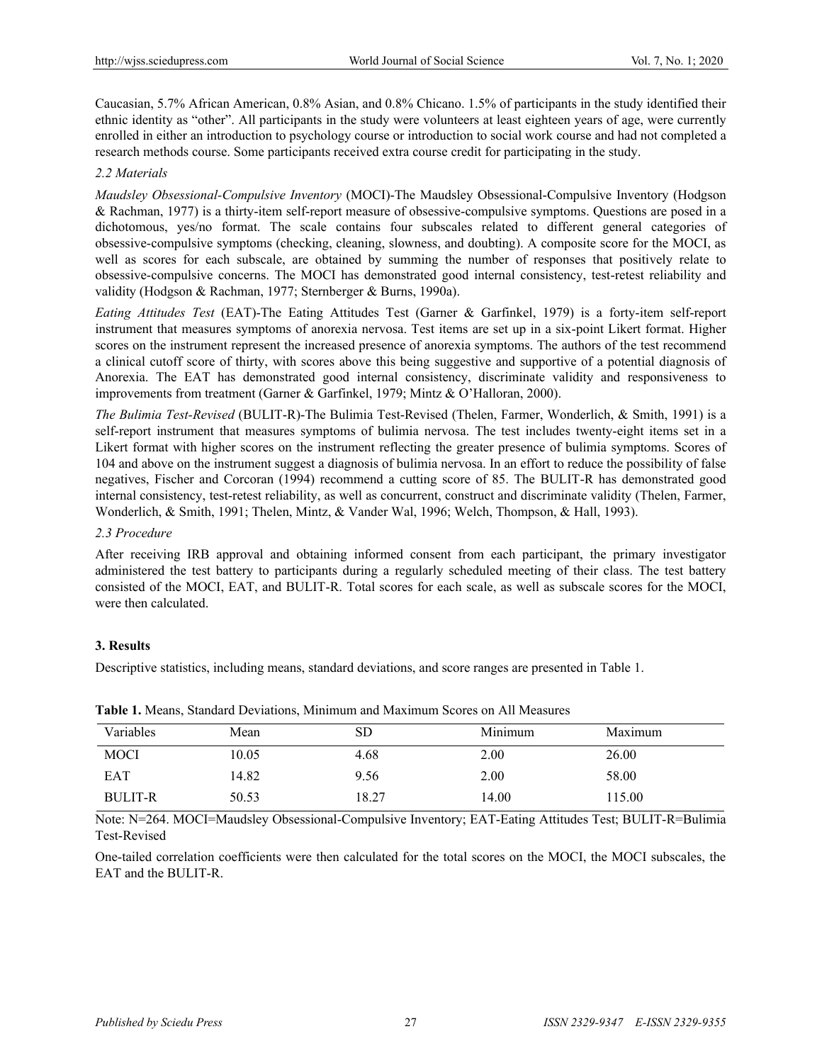Caucasian, 5.7% African American, 0.8% Asian, and 0.8% Chicano. 1.5% of participants in the study identified their ethnic identity as "other". All participants in the study were volunteers at least eighteen years of age, were currently enrolled in either an introduction to psychology course or introduction to social work course and had not completed a research methods course. Some participants received extra course credit for participating in the study.

### *2.2 Materials*

*Maudsley Obsessional-Compulsive Inventory* (MOCI)-The Maudsley Obsessional-Compulsive Inventory (Hodgson & Rachman, 1977) is a thirty-item self-report measure of obsessive-compulsive symptoms. Questions are posed in a dichotomous, yes/no format. The scale contains four subscales related to different general categories of obsessive-compulsive symptoms (checking, cleaning, slowness, and doubting). A composite score for the MOCI, as well as scores for each subscale, are obtained by summing the number of responses that positively relate to obsessive-compulsive concerns. The MOCI has demonstrated good internal consistency, test-retest reliability and validity (Hodgson & Rachman, 1977; Sternberger & Burns, 1990a).

*Eating Attitudes Test* (EAT)-The Eating Attitudes Test (Garner & Garfinkel, 1979) is a forty-item self-report instrument that measures symptoms of anorexia nervosa. Test items are set up in a six-point Likert format. Higher scores on the instrument represent the increased presence of anorexia symptoms. The authors of the test recommend a clinical cutoff score of thirty, with scores above this being suggestive and supportive of a potential diagnosis of Anorexia. The EAT has demonstrated good internal consistency, discriminate validity and responsiveness to improvements from treatment (Garner & Garfinkel, 1979; Mintz & O'Halloran, 2000).

*The Bulimia Test-Revised* (BULIT-R)-The Bulimia Test-Revised (Thelen, Farmer, Wonderlich, & Smith, 1991) is a self-report instrument that measures symptoms of bulimia nervosa. The test includes twenty-eight items set in a Likert format with higher scores on the instrument reflecting the greater presence of bulimia symptoms. Scores of 104 and above on the instrument suggest a diagnosis of bulimia nervosa. In an effort to reduce the possibility of false negatives, Fischer and Corcoran (1994) recommend a cutting score of 85. The BULIT-R has demonstrated good internal consistency, test-retest reliability, as well as concurrent, construct and discriminate validity (Thelen, Farmer, Wonderlich, & Smith, 1991; Thelen, Mintz, & Vander Wal, 1996; Welch, Thompson, & Hall, 1993).

### *2.3 Procedure*

After receiving IRB approval and obtaining informed consent from each participant, the primary investigator administered the test battery to participants during a regularly scheduled meeting of their class. The test battery consisted of the MOCI, EAT, and BULIT-R. Total scores for each scale, as well as subscale scores for the MOCI, were then calculated.

## 3. Results

Descriptive statistics, including means, standard deviations, and score ranges are presented in Table 1.

**Table 1.** Means, Standard Deviations, Minimum and Maximum Scores on All Measures

| Variables | Mean | SD | Minimum | Maximum |
|---|---|---|---|---|
| MOCI | 10.05 | 4.68 | 2.00 | 26.00 |
| EAT | 14.82 | 9.56 | 2.00 | 58.00 |
| BULIT-R | 50.53 | 18.27 | 14.00 | 115.00 |

Note: N=264. MOCI=Maudsley Obsessional-Compulsive Inventory; EAT-Eating Attitudes Test; BULIT-R=Bulimia Test-Revised

One-tailed correlation coefficients were then calculated for the total scores on the MOCI, the MOCI subscales, the EAT and the BULIT-R.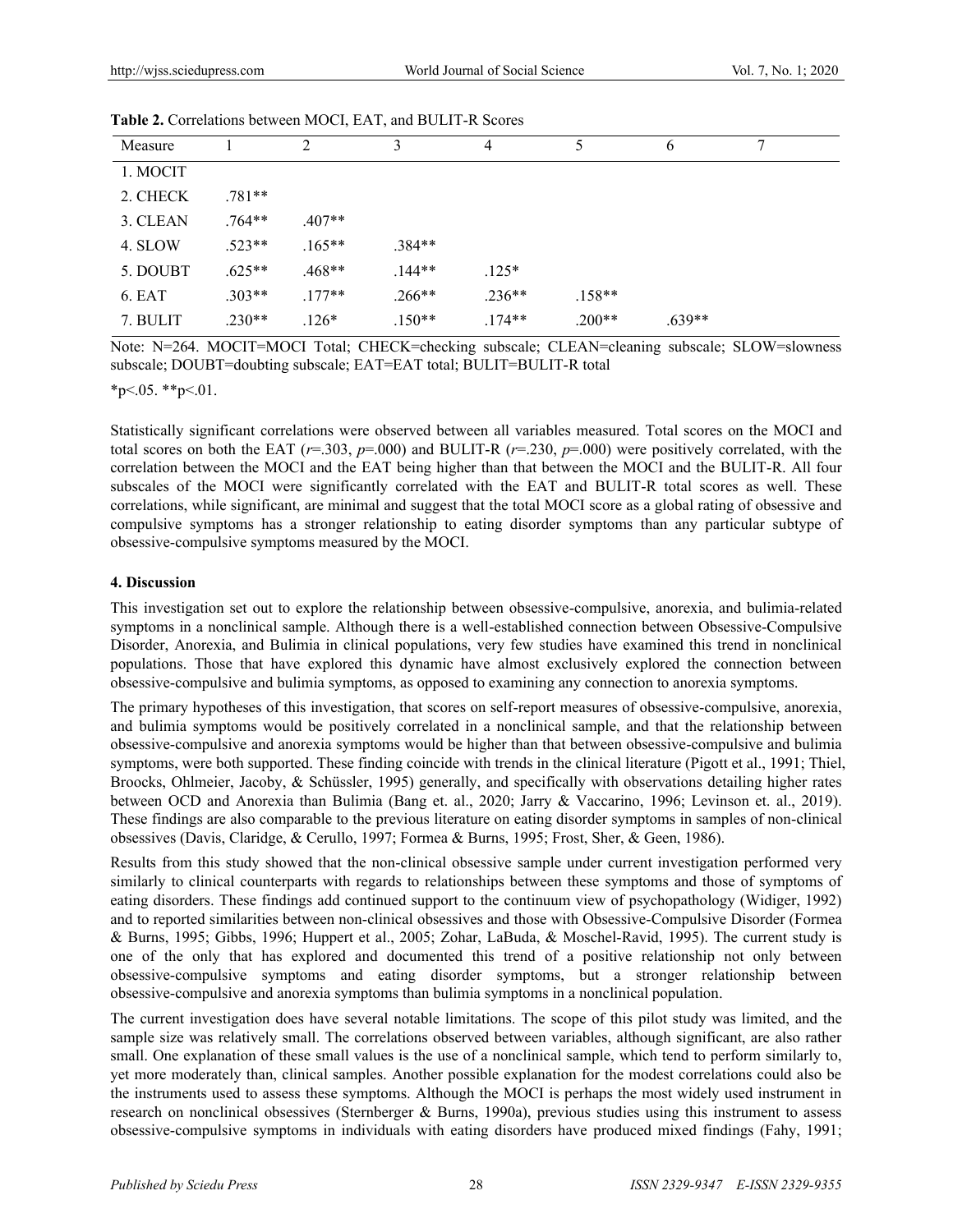**Table 2.** Correlations between MOCI, EAT, and BULIT-R Scores

| Measure | 1 | 2 | 3 | 4 | 5 | 6 | 7 |
|---|---|---|---|---|---|---|---|
| 1. MOCIT | | | | | | | |
| 2. CHECK | .781** | | | | | | |
| 3. CLEAN | .764** | .407** | | | | | |
| 4. SLOW | .523** | .165** | .384** | | | | |
| 5. DOUBT | .625** | .468** | .144** | .125* | | | |
| 6. EAT | .303** | .177** | .266** | .236** | .158** | | |
| 7. BULIT | .230** | .126* | .150** | .174** | .200** | .639** | |

Note: N=264. MOCIT=MOCI Total; CHECK=checking subscale; CLEAN=cleaning subscale; SLOW=slowness subscale; DOUBT=doubting subscale; EAT=EAT total; BULIT=BULIT-R total

*p<.05. **p<.01.

Statistically significant correlations were observed between all variables measured. Total scores on the MOCI and total scores on both the EAT ($r$=.303, $p$=.000) and BULIT-R ($r$=.230, $p$=.000) were positively correlated, with the correlation between the MOCI and the EAT being higher than that between the MOCI and the BULIT-R. All four subscales of the MOCI were significantly correlated with the EAT and BULIT-R total scores as well. These correlations, while significant, are minimal and suggest that the total MOCI score as a global rating of obsessive and compulsive symptoms has a stronger relationship to eating disorder symptoms than any particular subtype of obsessive-compulsive symptoms measured by the MOCI.

## 4. Discussion

This investigation set out to explore the relationship between obsessive-compulsive, anorexia, and bulimia-related symptoms in a nonclinical sample. Although there is a well-established connection between Obsessive-Compulsive Disorder, Anorexia, and Bulimia in clinical populations, very few studies have examined this trend in nonclinical populations. Those that have explored this dynamic have almost exclusively explored the connection between obsessive-compulsive and bulimia symptoms, as opposed to examining any connection to anorexia symptoms.

The primary hypotheses of this investigation, that scores on self-report measures of obsessive-compulsive, anorexia, and bulimia symptoms would be positively correlated in a nonclinical sample, and that the relationship between obsessive-compulsive and anorexia symptoms would be higher than that between obsessive-compulsive and bulimia symptoms, were both supported. These finding coincide with trends in the clinical literature (Pigott et al., 1991; Thiel, Broocks, Ohlmeier, Jacoby, & Schüssler, 1995) generally, and specifically with observations detailing higher rates between OCD and Anorexia than Bulimia (Bang et. al., 2020; Jarry & Vaccarino, 1996; Levinson et. al., 2019). These findings are also comparable to the previous literature on eating disorder symptoms in samples of non-clinical obsessives (Davis, Claridge, & Cerullo, 1997; Formea & Burns, 1995; Frost, Sher, & Geen, 1986).

Results from this study showed that the non-clinical obsessive sample under current investigation performed very similarly to clinical counterparts with regards to relationships between these symptoms and those of symptoms of eating disorders. These findings add continued support to the continuum view of psychopathology (Widiger, 1992) and to reported similarities between non-clinical obsessives and those with Obsessive-Compulsive Disorder (Formea & Burns, 1995; Gibbs, 1996; Huppert et al., 2005; Zohar, LaBuda, & Moschel-Ravid, 1995). The current study is one of the only that has explored and documented this trend of a positive relationship not only between obsessive-compulsive symptoms and eating disorder symptoms, but a stronger relationship between obsessive-compulsive and anorexia symptoms than bulimia symptoms in a nonclinical population.

The current investigation does have several notable limitations. The scope of this pilot study was limited, and the sample size was relatively small. The correlations observed between variables, although significant, are also rather small. One explanation of these small values is the use of a nonclinical sample, which tend to perform similarly to, yet more moderately than, clinical samples. Another possible explanation for the modest correlations could also be the instruments used to assess these symptoms. Although the MOCI is perhaps the most widely used instrument in research on nonclinical obsessives (Sternberger & Burns, 1990a), previous studies using this instrument to assess obsessive-compulsive symptoms in individuals with eating disorders have produced mixed findings (Fahy, 1991;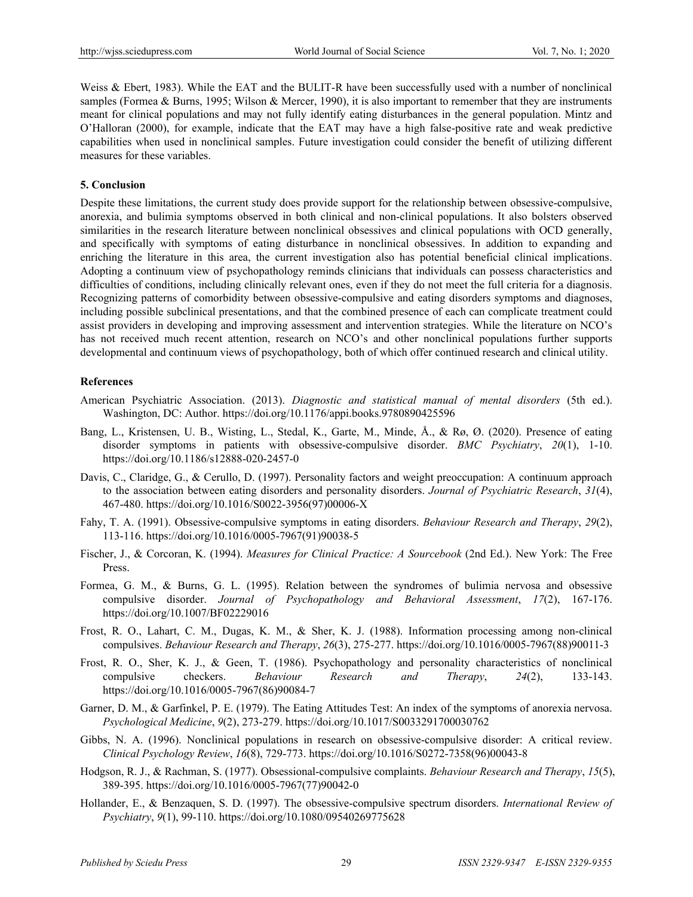Weiss & Ebert, 1983). While the EAT and the BULIT-R have been successfully used with a number of nonclinical samples (Formea & Burns, 1995; Wilson & Mercer, 1990), it is also important to remember that they are instruments meant for clinical populations and may not fully identify eating disturbances in the general population. Mintz and O'Halloran (2000), for example, indicate that the EAT may have a high false-positive rate and weak predictive capabilities when used in nonclinical samples. Future investigation could consider the benefit of utilizing different measures for these variables.

## 5. Conclusion

Despite these limitations, the current study does provide support for the relationship between obsessive-compulsive, anorexia, and bulimia symptoms observed in both clinical and non-clinical populations. It also bolsters observed similarities in the research literature between nonclinical obsessives and clinical populations with OCD generally, and specifically with symptoms of eating disturbance in nonclinical obsessives. In addition to expanding and enriching the literature in this area, the current investigation also has potential beneficial clinical implications. Adopting a continuum view of psychopathology reminds clinicians that individuals can possess characteristics and difficulties of conditions, including clinically relevant ones, even if they do not meet the full criteria for a diagnosis. Recognizing patterns of comorbidity between obsessive-compulsive and eating disorders symptoms and diagnoses, including possible subclinical presentations, and that the combined presence of each can complicate treatment could assist providers in developing and improving assessment and intervention strategies. While the literature on NCO's has not received much recent attention, research on NCO's and other nonclinical populations further supports developmental and continuum views of psychopathology, both of which offer continued research and clinical utility.

## References

American Psychiatric Association. (2013). *Diagnostic and statistical manual of mental disorders* (5th ed.). Washington, DC: Author. https://doi.org/10.1176/appi.books.9780890425596

Bang, L., Kristensen, U. B., Wisting, L., Stedal, K., Garte, M., Minde, Å., & Rø, Ø. (2020). Presence of eating disorder symptoms in patients with obsessive-compulsive disorder. *BMC Psychiatry*, *20*(1), 1-10. https://doi.org/10.1186/s12888-020-2457-0

Davis, C., Claridge, G., & Cerullo, D. (1997). Personality factors and weight preoccupation: A continuum approach to the association between eating disorders and personality disorders. *Journal of Psychiatric Research*, *31*(4), 467-480. https://doi.org/10.1016/S0022-3956(97)00006-X

Fahy, T. A. (1991). Obsessive-compulsive symptoms in eating disorders. *Behaviour Research and Therapy*, *29*(2), 113-116. https://doi.org/10.1016/0005-7967(91)90038-5

Fischer, J., & Corcoran, K. (1994). *Measures for Clinical Practice: A Sourcebook* (2nd Ed.). New York: The Free Press.

Formea, G. M., & Burns, G. L. (1995). Relation between the syndromes of bulimia nervosa and obsessive compulsive disorder. *Journal of Psychopathology and Behavioral Assessment*, *17*(2), 167-176. https://doi.org/10.1007/BF02229016

Frost, R. O., Lahart, C. M., Dugas, K. M., & Sher, K. J. (1988). Information processing among non-clinical compulsives. *Behaviour Research and Therapy*, *26*(3), 275-277. https://doi.org/10.1016/0005-7967(88)90011-3

Frost, R. O., Sher, K. J., & Geen, T. (1986). Psychopathology and personality characteristics of nonclinical compulsive checkers. *Behaviour Research and Therapy*, *24*(2), 133-143. https://doi.org/10.1016/0005-7967(86)90084-7

Garner, D. M., & Garfinkel, P. E. (1979). The Eating Attitudes Test: An index of the symptoms of anorexia nervosa. *Psychological Medicine*, *9*(2), 273-279. https://doi.org/10.1017/S0033291700030762

Gibbs, N. A. (1996). Nonclinical populations in research on obsessive-compulsive disorder: A critical review. *Clinical Psychology Review*, *16*(8), 729-773. https://doi.org/10.1016/S0272-7358(96)00043-8

Hodgson, R. J., & Rachman, S. (1977). Obsessional-compulsive complaints. *Behaviour Research and Therapy*, *15*(5), 389-395. https://doi.org/10.1016/0005-7967(77)90042-0

Hollander, E., & Benzaquen, S. D. (1997). The obsessive-compulsive spectrum disorders. *International Review of Psychiatry*, *9*(1), 99-110. https://doi.org/10.1080/09540269775628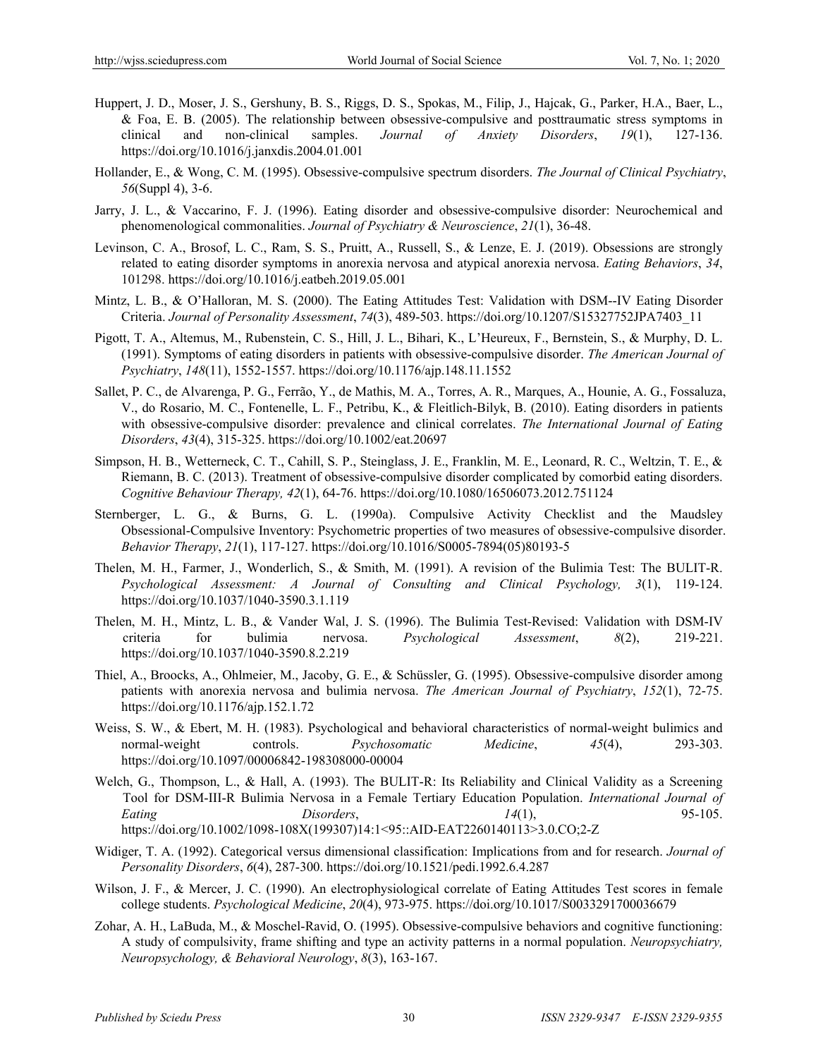Huppert, J. D., Moser, J. S., Gershuny, B. S., Riggs, D. S., Spokas, M., Filip, J., Hajcak, G., Parker, H.A., Baer, L., & Foa, E. B. (2005). The relationship between obsessive-compulsive and posttraumatic stress symptoms in clinical and non-clinical samples. *Journal of Anxiety Disorders*, *19*(1), 127-136. https://doi.org/10.1016/j.janxdis.2004.01.001

Hollander, E., & Wong, C. M. (1995). Obsessive-compulsive spectrum disorders. *The Journal of Clinical Psychiatry*, *56*(Suppl 4), 3-6.

Jarry, J. L., & Vaccarino, F. J. (1996). Eating disorder and obsessive-compulsive disorder: Neurochemical and phenomenological commonalities. *Journal of Psychiatry & Neuroscience*, *21*(1), 36-48.

Levinson, C. A., Brosof, L. C., Ram, S. S., Pruitt, A., Russell, S., & Lenze, E. J. (2019). Obsessions are strongly related to eating disorder symptoms in anorexia nervosa and atypical anorexia nervosa. *Eating Behaviors*, *34*, 101298. https://doi.org/10.1016/j.eatbeh.2019.05.001

Mintz, L. B., & O'Halloran, M. S. (2000). The Eating Attitudes Test: Validation with DSM--IV Eating Disorder Criteria. *Journal of Personality Assessment*, *74*(3), 489-503. https://doi.org/10.1207/S15327752JPA7403_11

Pigott, T. A., Altemus, M., Rubenstein, C. S., Hill, J. L., Bihari, K., L'Heureux, F., Bernstein, S., & Murphy, D. L. (1991). Symptoms of eating disorders in patients with obsessive-compulsive disorder. *The American Journal of Psychiatry*, *148*(11), 1552-1557. https://doi.org/10.1176/ajp.148.11.1552

Sallet, P. C., de Alvarenga, P. G., Ferrão, Y., de Mathis, M. A., Torres, A. R., Marques, A., Hounie, A. G., Fossaluza, V., do Rosario, M. C., Fontenelle, L. F., Petribu, K., & Fleitlich-Bilyk, B. (2010). Eating disorders in patients with obsessive-compulsive disorder: prevalence and clinical correlates. *The International Journal of Eating Disorders*, *43*(4), 315-325. https://doi.org/10.1002/eat.20697

Simpson, H. B., Wetterneck, C. T., Cahill, S. P., Steinglass, J. E., Franklin, M. E., Leonard, R. C., Weltzin, T. E., & Riemann, B. C. (2013). Treatment of obsessive-compulsive disorder complicated by comorbid eating disorders. *Cognitive Behaviour Therapy, 42*(1), 64-76. https://doi.org/10.1080/16506073.2012.751124

Sternberger, L. G., & Burns, G. L. (1990a). Compulsive Activity Checklist and the Maudsley Obsessional-Compulsive Inventory: Psychometric properties of two measures of obsessive-compulsive disorder. *Behavior Therapy*, *21*(1), 117-127. https://doi.org/10.1016/S0005-7894(05)80193-5

Thelen, M. H., Farmer, J., Wonderlich, S., & Smith, M. (1991). A revision of the Bulimia Test: The BULIT-R. *Psychological Assessment: A Journal of Consulting and Clinical Psychology, 3*(1), 119-124. https://doi.org/10.1037/1040-3590.3.1.119

Thelen, M. H., Mintz, L. B., & Vander Wal, J. S. (1996). The Bulimia Test-Revised: Validation with DSM-IV criteria for bulimia nervosa. *Psychological Assessment*, *8*(2), 219-221. https://doi.org/10.1037/1040-3590.8.2.219

Thiel, A., Broocks, A., Ohlmeier, M., Jacoby, G. E., & Schüssler, G. (1995). Obsessive-compulsive disorder among patients with anorexia nervosa and bulimia nervosa. *The American Journal of Psychiatry*, *152*(1), 72-75. https://doi.org/10.1176/ajp.152.1.72

Weiss, S. W., & Ebert, M. H. (1983). Psychological and behavioral characteristics of normal-weight bulimics and normal-weight controls. *Psychosomatic Medicine*, *45*(4), 293-303. https://doi.org/10.1097/00006842-198308000-00004

Welch, G., Thompson, L., & Hall, A. (1993). The BULIT-R: Its Reliability and Clinical Validity as a Screening Tool for DSM-III-R Bulimia Nervosa in a Female Tertiary Education Population. *International Journal of Eating Disorders*, *14*(1), 95-105. https://doi.org/10.1002/1098-108X(199307)14:1<95::AID-EAT2260140113>3.0.CO;2-Z

Widiger, T. A. (1992). Categorical versus dimensional classification: Implications from and for research. *Journal of Personality Disorders*, *6*(4), 287-300. https://doi.org/10.1521/pedi.1992.6.4.287

Wilson, J. F., & Mercer, J. C. (1990). An electrophysiological correlate of Eating Attitudes Test scores in female college students. *Psychological Medicine*, *20*(4), 973-975. https://doi.org/10.1017/S0033291700036679

Zohar, A. H., LaBuda, M., & Moschel-Ravid, O. (1995). Obsessive-compulsive behaviors and cognitive functioning: A study of compulsivity, frame shifting and type an activity patterns in a normal population. *Neuropsychiatry, Neuropsychology, & Behavioral Neurology*, *8*(3), 163-167.